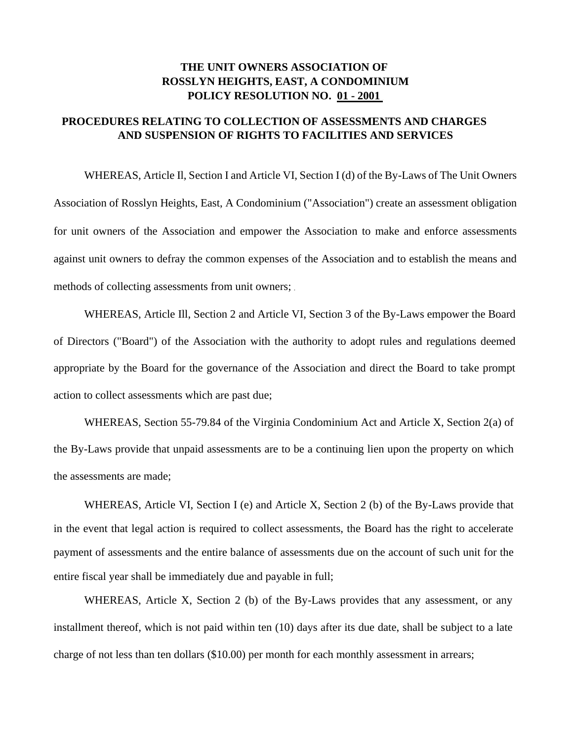# THE UNIT OWNERS ASSOCIATION OF ROSSLYN HEIGHTS, EAST, A CONDOMINIUM POLICY RESOLUTION NO. 01 - 2001

## PROCEDURES RELATING TO COLLECTION OF ASSESSMENTS AND CHARGES AND SUSPENSION OF RIGHTS TO FACILITIES AND SERVICES

WHEREAS, Article Il, Section I and Article VI, Section I (d) of the By-Laws of The Unit Owners Association of Rosslyn Heights, East, A Condominium ("Association") create an assessment obligation for unit owners of the Association and empower the Association to make and enforce assessments against unit owners to defray the common expenses of the Association and to establish the means and methods of collecting assessments from unit owners;

WHEREAS, Article Ill, Section 2 and Article VI, Section 3 of the By-Laws empower the Board of Directors ("Board") of the Association with the authority to adopt rules and regulations deemed appropriate by the Board for the governance of the Association and direct the Board to take prompt action to collect assessments which are past due;

WHEREAS, Section 55-79.84 of the Virginia Condominium Act and Article X, Section 2(a) of the By-Laws provide that unpaid assessments are to be a continuing lien upon the property on which the assessments are made;

WHEREAS, Article VI, Section I (e) and Article X, Section 2 (b) of the By-Laws provide that in the event that legal action is required to collect assessments, the Board has the right to accelerate payment of assessments and the entire balance of assessments due on the account of such unit for the entire fiscal year shall be immediately due and payable in full;

WHEREAS, Article X, Section 2 (b) of the By-Laws provides that any assessment, or any installment thereof, which is not paid within ten (10) days after its due date, shall be subject to a late charge of not less than ten dollars ($10.00) per month for each monthly assessment in arrears;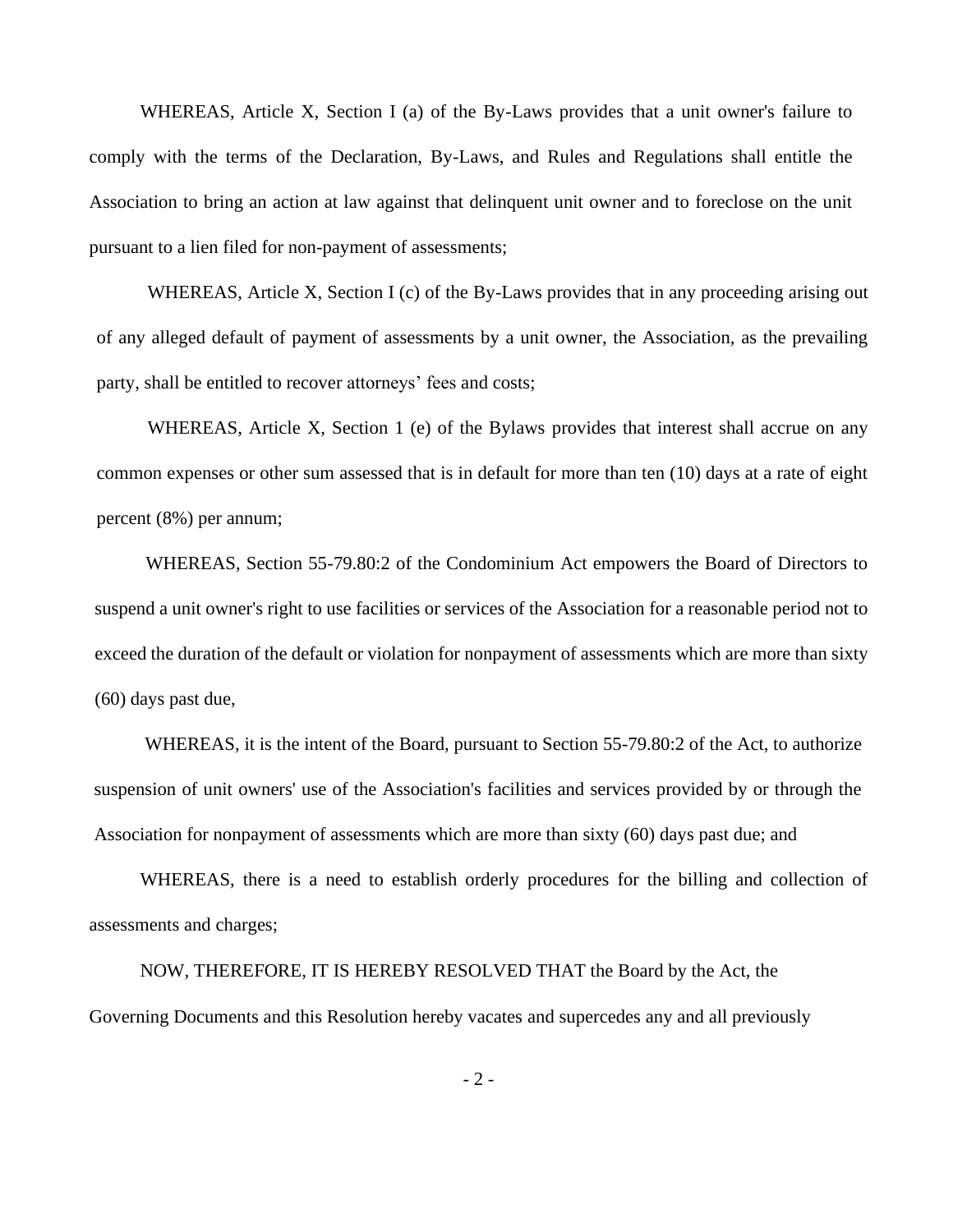WHEREAS, Article X, Section I (a) of the By-Laws provides that a unit owner's failure to comply with the terms of the Declaration, By-Laws, and Rules and Regulations shall entitle the Association to bring an action at law against that delinquent unit owner and to foreclose on the unit pursuant to a lien filed for non-payment of assessments;

WHEREAS, Article X, Section I (c) of the By-Laws provides that in any proceeding arising out of any alleged default of payment of assessments by a unit owner, the Association, as the prevailing party, shall be entitled to recover attorneys' fees and costs;

WHEREAS, Article X, Section 1 (e) of the Bylaws provides that interest shall accrue on any common expenses or other sum assessed that is in default for more than ten (10) days at a rate of eight percent (8%) per annum;

WHEREAS, Section 55-79.80:2 of the Condominium Act empowers the Board of Directors to suspend a unit owner's right to use facilities or services of the Association for a reasonable period not to exceed the duration of the default or violation for nonpayment of assessments which are more than sixty (60) days past due,

WHEREAS, it is the intent of the Board, pursuant to Section 55-79.80:2 of the Act, to authorize suspension of unit owners' use of the Association's facilities and services provided by or through the Association for nonpayment of assessments which are more than sixty (60) days past due; and

WHEREAS, there is a need to establish orderly procedures for the billing and collection of assessments and charges;

NOW, THEREFORE, IT IS HEREBY RESOLVED THAT the Board by the Act, the Governing Documents and this Resolution hereby vacates and supercedes any and all previously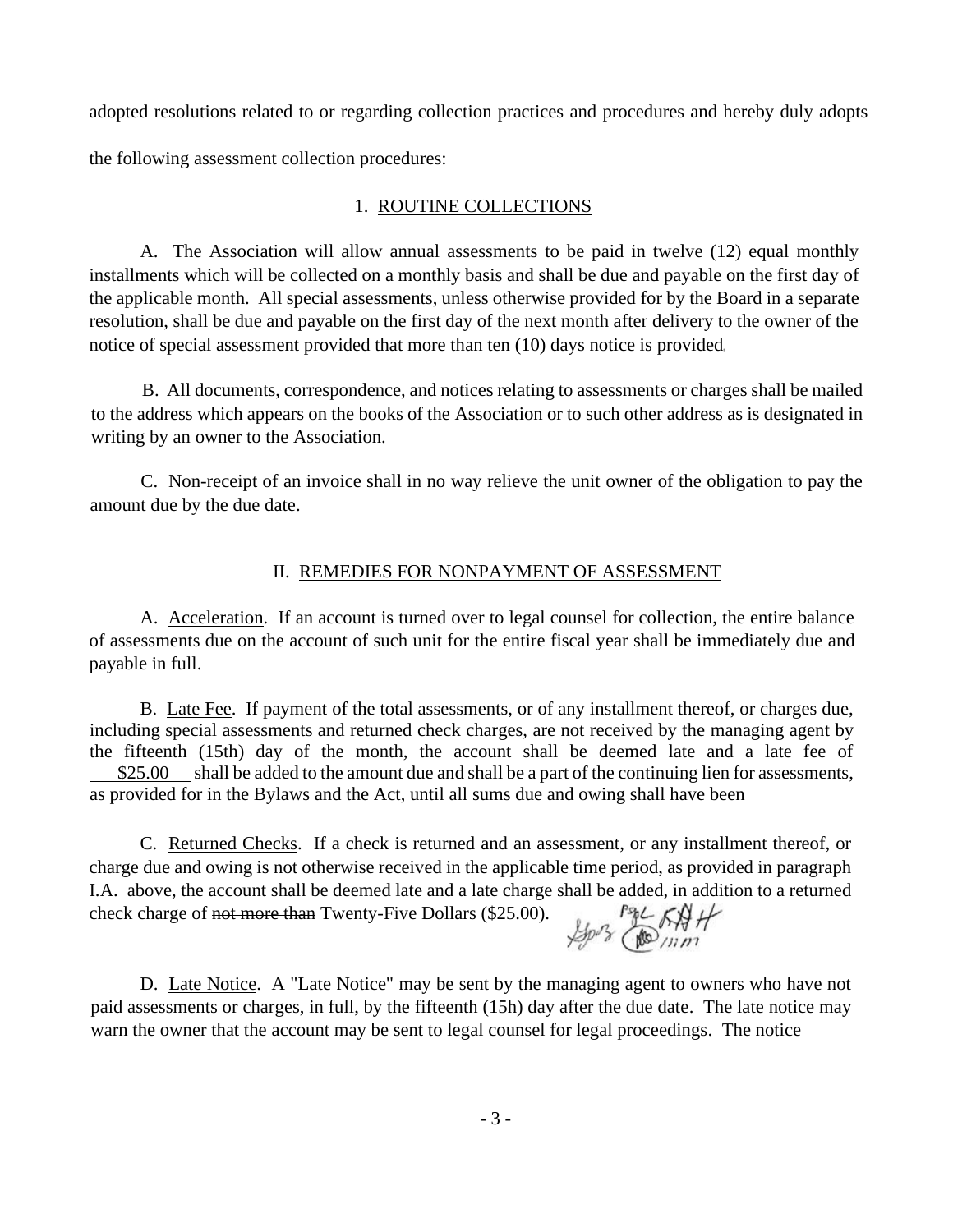adopted resolutions related to or regarding collection practices and procedures and hereby duly adopts the following assessment collection procedures:

## 1. ROUTINE COLLECTIONS

A. The Association will allow annual assessments to be paid in twelve (12) equal monthly installments which will be collected on a monthly basis and shall be due and payable on the first day of the applicable month. All special assessments, unless otherwise provided for by the Board in a separate resolution, shall be due and payable on the first day of the next month after delivery to the owner of the notice of special assessment provided that more than ten (10) days notice is provided.

B. All documents, correspondence, and notices relating to assessments or charges shall be mailed to the address which appears on the books of the Association or to such other address as is designated in writing by an owner to the Association.

C. Non-receipt of an invoice shall in no way relieve the unit owner of the obligation to pay the amount due by the due date.

## II. REMEDIES FOR NONPAYMENT OF ASSESSMENT

A. Acceleration. If an account is turned over to legal counsel for collection, the entire balance of assessments due on the account of such unit for the entire fiscal year shall be immediately due and payable in full.

B. Late Fee. If payment of the total assessments, or of any installment thereof, or charges due, including special assessments and returned check charges, are not received by the managing agent by the fifteenth (15th) day of the month, the account shall be deemed late and a late fee of $25.00 shall be added to the amount due and shall be a part of the continuing lien for assessments, as provided for in the Bylaws and the Act, until all sums due and owing shall have been

C. Returned Checks. If a check is returned and an assessment, or any installment thereof, or charge due and owing is not otherwise received in the applicable time period, as provided in paragraph I.A. above, the account shall be deemed late and a late charge shall be added, in addition to a returned check charge of ~~not more than~~ Twenty-Five Dollars ($25.00).

D. Late Notice. A "Late Notice" may be sent by the managing agent to owners who have not paid assessments or charges, in full, by the fifteenth (15h) day after the due date. The late notice may warn the owner that the account may be sent to legal counsel for legal proceedings. The notice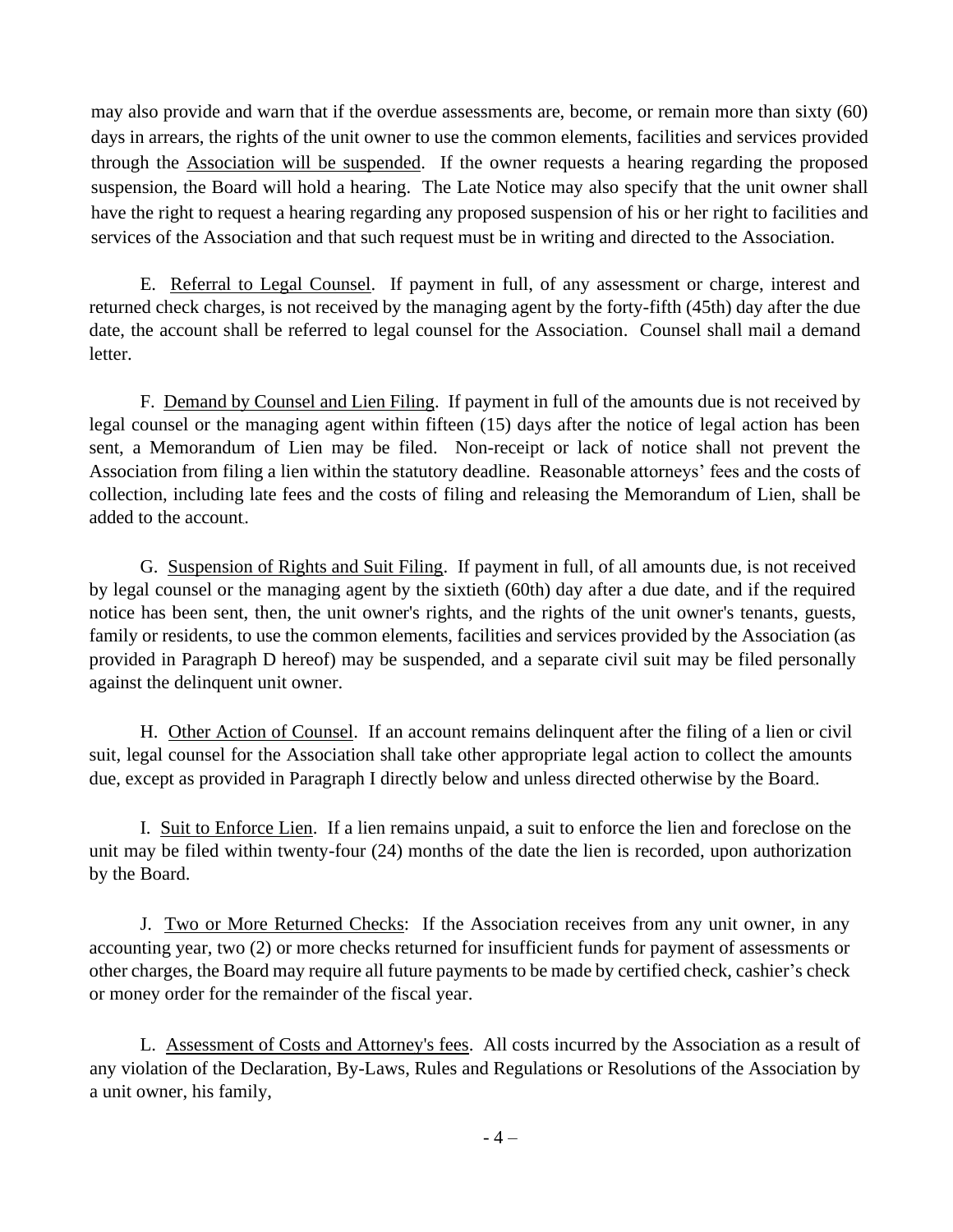may also provide and warn that if the overdue assessments are, become, or remain more than sixty (60) days in arrears, the rights of the unit owner to use the common elements, facilities and services provided through the Association will be suspended. If the owner requests a hearing regarding the proposed suspension, the Board will hold a hearing. The Late Notice may also specify that the unit owner shall have the right to request a hearing regarding any proposed suspension of his or her right to facilities and services of the Association and that such request must be in writing and directed to the Association.

E. Referral to Legal Counsel. If payment in full, of any assessment or charge, interest and returned check charges, is not received by the managing agent by the forty-fifth (45th) day after the due date, the account shall be referred to legal counsel for the Association. Counsel shall mail a demand letter.

F. Demand by Counsel and Lien Filing. If payment in full of the amounts due is not received by legal counsel or the managing agent within fifteen (15) days after the notice of legal action has been sent, a Memorandum of Lien may be filed. Non-receipt or lack of notice shall not prevent the Association from filing a lien within the statutory deadline. Reasonable attorneys' fees and the costs of collection, including late fees and the costs of filing and releasing the Memorandum of Lien, shall be added to the account.

G. Suspension of Rights and Suit Filing. If payment in full, of all amounts due, is not received by legal counsel or the managing agent by the sixtieth (60th) day after a due date, and if the required notice has been sent, then, the unit owner's rights, and the rights of the unit owner's tenants, guests, family or residents, to use the common elements, facilities and services provided by the Association (as provided in Paragraph D hereof) may be suspended, and a separate civil suit may be filed personally against the delinquent unit owner.

H. Other Action of Counsel. If an account remains delinquent after the filing of a lien or civil suit, legal counsel for the Association shall take other appropriate legal action to collect the amounts due, except as provided in Paragraph I directly below and unless directed otherwise by the Board.

I. Suit to Enforce Lien. If a lien remains unpaid, a suit to enforce the lien and foreclose on the unit may be filed within twenty-four (24) months of the date the lien is recorded, upon authorization by the Board.

J. Two or More Returned Checks: If the Association receives from any unit owner, in any accounting year, two (2) or more checks returned for insufficient funds for payment of assessments or other charges, the Board may require all future payments to be made by certified check, cashier's check or money order for the remainder of the fiscal year.

L. Assessment of Costs and Attorney's fees. All costs incurred by the Association as a result of any violation of the Declaration, By-Laws, Rules and Regulations or Resolutions of the Association by a unit owner, his family,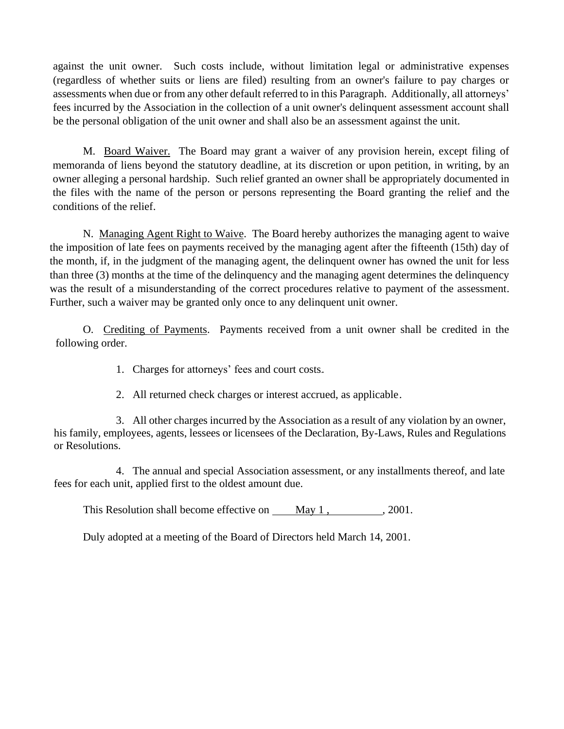against the unit owner. Such costs include, without limitation legal or administrative expenses (regardless of whether suits or liens are filed) resulting from an owner's failure to pay charges or assessments when due or from any other default referred to in this Paragraph. Additionally, all attorneys' fees incurred by the Association in the collection of a unit owner's delinquent assessment account shall be the personal obligation of the unit owner and shall also be an assessment against the unit.

M. Board Waiver. The Board may grant a waiver of any provision herein, except filing of memoranda of liens beyond the statutory deadline, at its discretion or upon petition, in writing, by an owner alleging a personal hardship. Such relief granted an owner shall be appropriately documented in the files with the name of the person or persons representing the Board granting the relief and the conditions of the relief.

N. Managing Agent Right to Waive. The Board hereby authorizes the managing agent to waive the imposition of late fees on payments received by the managing agent after the fifteenth (15th) day of the month, if, in the judgment of the managing agent, the delinquent owner has owned the unit for less than three (3) months at the time of the delinquency and the managing agent determines the delinquency was the result of a misunderstanding of the correct procedures relative to payment of the assessment. Further, such a waiver may be granted only once to any delinquent unit owner.

O. Crediting of Payments. Payments received from a unit owner shall be credited in the following order.

1. Charges for attorneys' fees and court costs.

2. All returned check charges or interest accrued, as applicable.

3. All other charges incurred by the Association as a result of any violation by an owner, his family, employees, agents, lessees or licensees of the Declaration, By-Laws, Rules and Regulations or Resolutions.

4. The annual and special Association assessment, or any installments thereof, and late fees for each unit, applied first to the oldest amount due.

This Resolution shall become effective on May 1, 2001.

Duly adopted at a meeting of the Board of Directors held March 14, 2001.